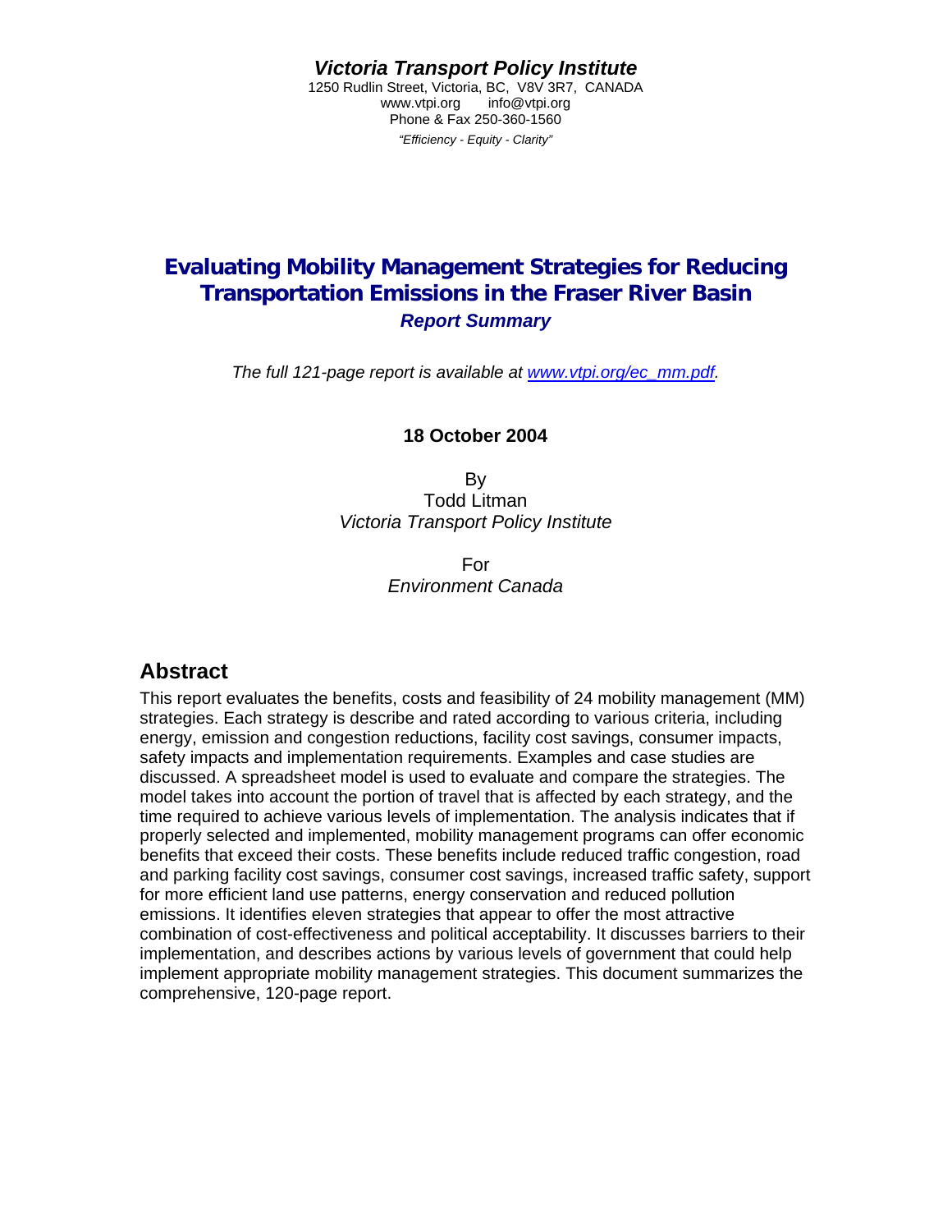***Victoria Transport Policy Institute***

1250 Rudlin Street, Victoria, BC, V8V 3R7, CANADA
www.vtpi.org info@vtpi.org
Phone & Fax 250-360-1560

*"Efficiency - Equity - Clarity"*

# Evaluating Mobility Management Strategies for Reducing Transportation Emissions in the Fraser River Basin

***Report Summary***

*The full 121-page report is available at [www.vtpi.org/ec_mm.pdf](www.vtpi.org/ec_mm.pdf).*

**18 October 2004**

By
Todd Litman
*Victoria Transport Policy Institute*

For
*Environment Canada*

## Abstract

This report evaluates the benefits, costs and feasibility of 24 mobility management (MM) strategies. Each strategy is describe and rated according to various criteria, including energy, emission and congestion reductions, facility cost savings, consumer impacts, safety impacts and implementation requirements. Examples and case studies are discussed. A spreadsheet model is used to evaluate and compare the strategies. The model takes into account the portion of travel that is affected by each strategy, and the time required to achieve various levels of implementation. The analysis indicates that if properly selected and implemented, mobility management programs can offer economic benefits that exceed their costs. These benefits include reduced traffic congestion, road and parking facility cost savings, consumer cost savings, increased traffic safety, support for more efficient land use patterns, energy conservation and reduced pollution emissions. It identifies eleven strategies that appear to offer the most attractive combination of cost-effectiveness and political acceptability. It discusses barriers to their implementation, and describes actions by various levels of government that could help implement appropriate mobility management strategies. This document summarizes the comprehensive, 120-page report.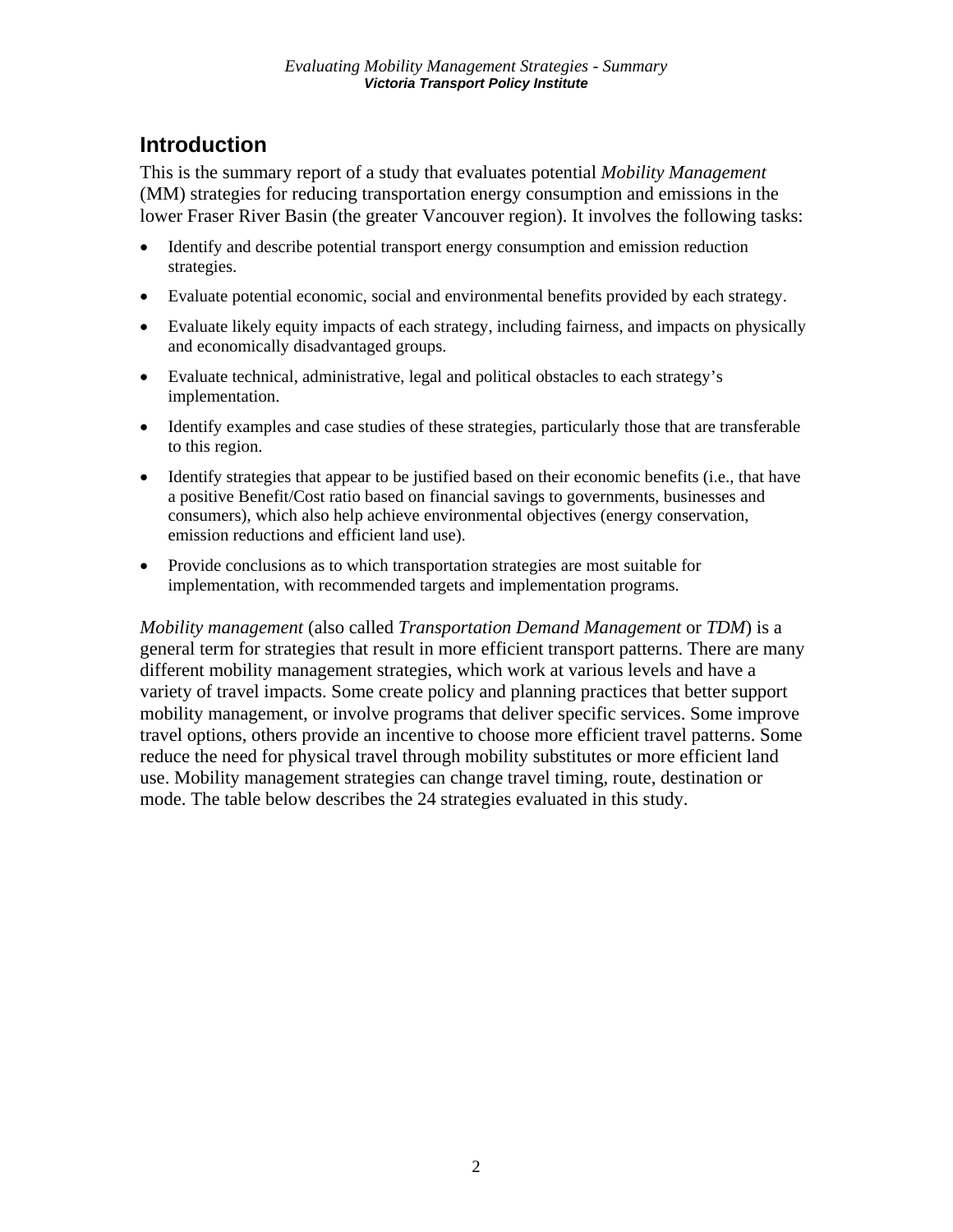## Introduction

This is the summary report of a study that evaluates potential *Mobility Management* (MM) strategies for reducing transportation energy consumption and emissions in the lower Fraser River Basin (the greater Vancouver region). It involves the following tasks:

- Identify and describe potential transport energy consumption and emission reduction strategies.
- Evaluate potential economic, social and environmental benefits provided by each strategy.
- Evaluate likely equity impacts of each strategy, including fairness, and impacts on physically and economically disadvantaged groups.
- Evaluate technical, administrative, legal and political obstacles to each strategy's implementation.
- Identify examples and case studies of these strategies, particularly those that are transferable to this region.
- Identify strategies that appear to be justified based on their economic benefits (i.e., that have a positive Benefit/Cost ratio based on financial savings to governments, businesses and consumers), which also help achieve environmental objectives (energy conservation, emission reductions and efficient land use).
- Provide conclusions as to which transportation strategies are most suitable for implementation, with recommended targets and implementation programs.

*Mobility management* (also called *Transportation Demand Management* or *TDM*) is a general term for strategies that result in more efficient transport patterns. There are many different mobility management strategies, which work at various levels and have a variety of travel impacts. Some create policy and planning practices that better support mobility management, or involve programs that deliver specific services. Some improve travel options, others provide an incentive to choose more efficient travel patterns. Some reduce the need for physical travel through mobility substitutes or more efficient land use. Mobility management strategies can change travel timing, route, destination or mode. The table below describes the 24 strategies evaluated in this study.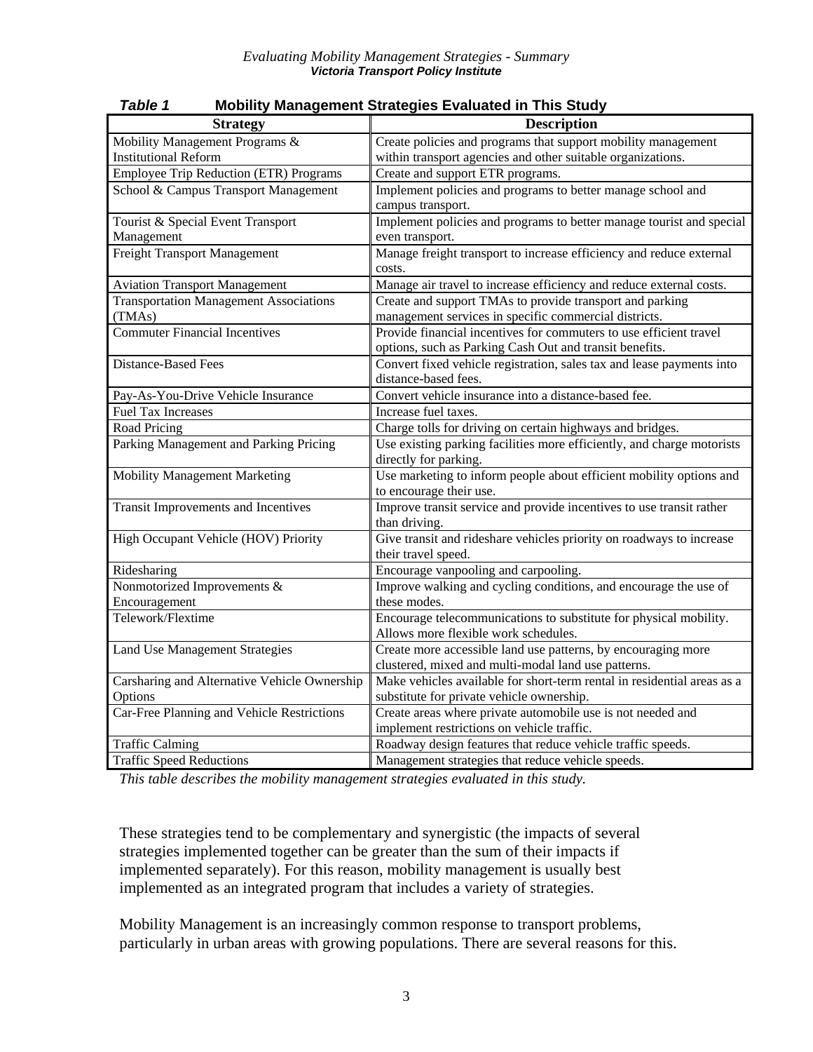**Table 1 Mobility Management Strategies Evaluated in This Study**

| Strategy | Description |
|---|---|
| Mobility Management Programs & Institutional Reform | Create policies and programs that support mobility management within transport agencies and other suitable organizations. |
| Employee Trip Reduction (ETR) Programs | Create and support ETR programs. |
| School & Campus Transport Management | Implement policies and programs to better manage school and campus transport. |
| Tourist & Special Event Transport Management | Implement policies and programs to better manage tourist and special even transport. |
| Freight Transport Management | Manage freight transport to increase efficiency and reduce external costs. |
| Aviation Transport Management | Manage air travel to increase efficiency and reduce external costs. |
| Transportation Management Associations (TMAs) | Create and support TMAs to provide transport and parking management services in specific commercial districts. |
| Commuter Financial Incentives | Provide financial incentives for commuters to use efficient travel options, such as Parking Cash Out and transit benefits. |
| Distance-Based Fees | Convert fixed vehicle registration, sales tax and lease payments into distance-based fees. |
| Pay-As-You-Drive Vehicle Insurance | Convert vehicle insurance into a distance-based fee. |
| Fuel Tax Increases | Increase fuel taxes. |
| Road Pricing | Charge tolls for driving on certain highways and bridges. |
| Parking Management and Parking Pricing | Use existing parking facilities more efficiently, and charge motorists directly for parking. |
| Mobility Management Marketing | Use marketing to inform people about efficient mobility options and to encourage their use. |
| Transit Improvements and Incentives | Improve transit service and provide incentives to use transit rather than driving. |
| High Occupant Vehicle (HOV) Priority | Give transit and rideshare vehicles priority on roadways to increase their travel speed. |
| Ridesharing | Encourage vanpooling and carpooling. |
| Nonmotorized Improvements & Encouragement | Improve walking and cycling conditions, and encourage the use of these modes. |
| Telework/Flextime | Encourage telecommunications to substitute for physical mobility. Allows more flexible work schedules. |
| Land Use Management Strategies | Create more accessible land use patterns, by encouraging more clustered, mixed and multi-modal land use patterns. |
| Carsharing and Alternative Vehicle Ownership Options | Make vehicles available for short-term rental in residential areas as a substitute for private vehicle ownership. |
| Car-Free Planning and Vehicle Restrictions | Create areas where private automobile use is not needed and implement restrictions on vehicle traffic. |
| Traffic Calming | Roadway design features that reduce vehicle traffic speeds. |
| Traffic Speed Reductions | Management strategies that reduce vehicle speeds. |

*This table describes the mobility management strategies evaluated in this study.*

These strategies tend to be complementary and synergistic (the impacts of several strategies implemented together can be greater than the sum of their impacts if implemented separately). For this reason, mobility management is usually best implemented as an integrated program that includes a variety of strategies.

Mobility Management is an increasingly common response to transport problems, particularly in urban areas with growing populations. There are several reasons for this.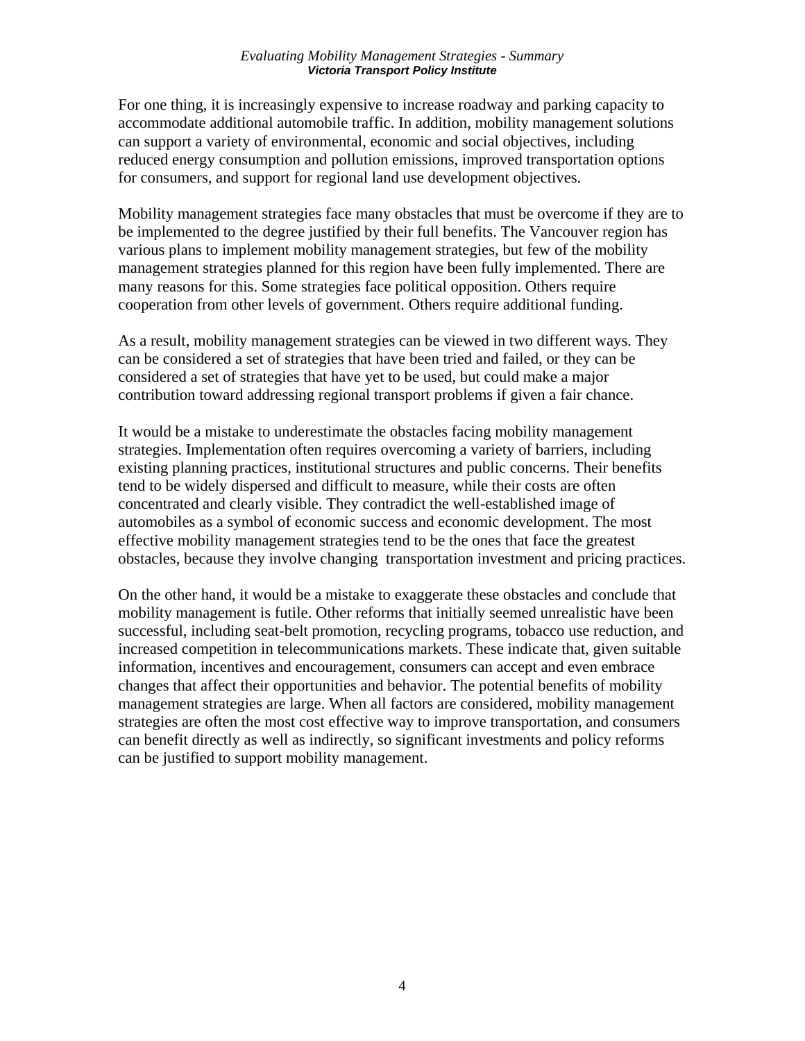For one thing, it is increasingly expensive to increase roadway and parking capacity to accommodate additional automobile traffic. In addition, mobility management solutions can support a variety of environmental, economic and social objectives, including reduced energy consumption and pollution emissions, improved transportation options for consumers, and support for regional land use development objectives.

Mobility management strategies face many obstacles that must be overcome if they are to be implemented to the degree justified by their full benefits. The Vancouver region has various plans to implement mobility management strategies, but few of the mobility management strategies planned for this region have been fully implemented. There are many reasons for this. Some strategies face political opposition. Others require cooperation from other levels of government. Others require additional funding.

As a result, mobility management strategies can be viewed in two different ways. They can be considered a set of strategies that have been tried and failed, or they can be considered a set of strategies that have yet to be used, but could make a major contribution toward addressing regional transport problems if given a fair chance.

It would be a mistake to underestimate the obstacles facing mobility management strategies. Implementation often requires overcoming a variety of barriers, including existing planning practices, institutional structures and public concerns. Their benefits tend to be widely dispersed and difficult to measure, while their costs are often concentrated and clearly visible. They contradict the well-established image of automobiles as a symbol of economic success and economic development. The most effective mobility management strategies tend to be the ones that face the greatest obstacles, because they involve changing transportation investment and pricing practices.

On the other hand, it would be a mistake to exaggerate these obstacles and conclude that mobility management is futile. Other reforms that initially seemed unrealistic have been successful, including seat-belt promotion, recycling programs, tobacco use reduction, and increased competition in telecommunications markets. These indicate that, given suitable information, incentives and encouragement, consumers can accept and even embrace changes that affect their opportunities and behavior. The potential benefits of mobility management strategies are large. When all factors are considered, mobility management strategies are often the most cost effective way to improve transportation, and consumers can benefit directly as well as indirectly, so significant investments and policy reforms can be justified to support mobility management.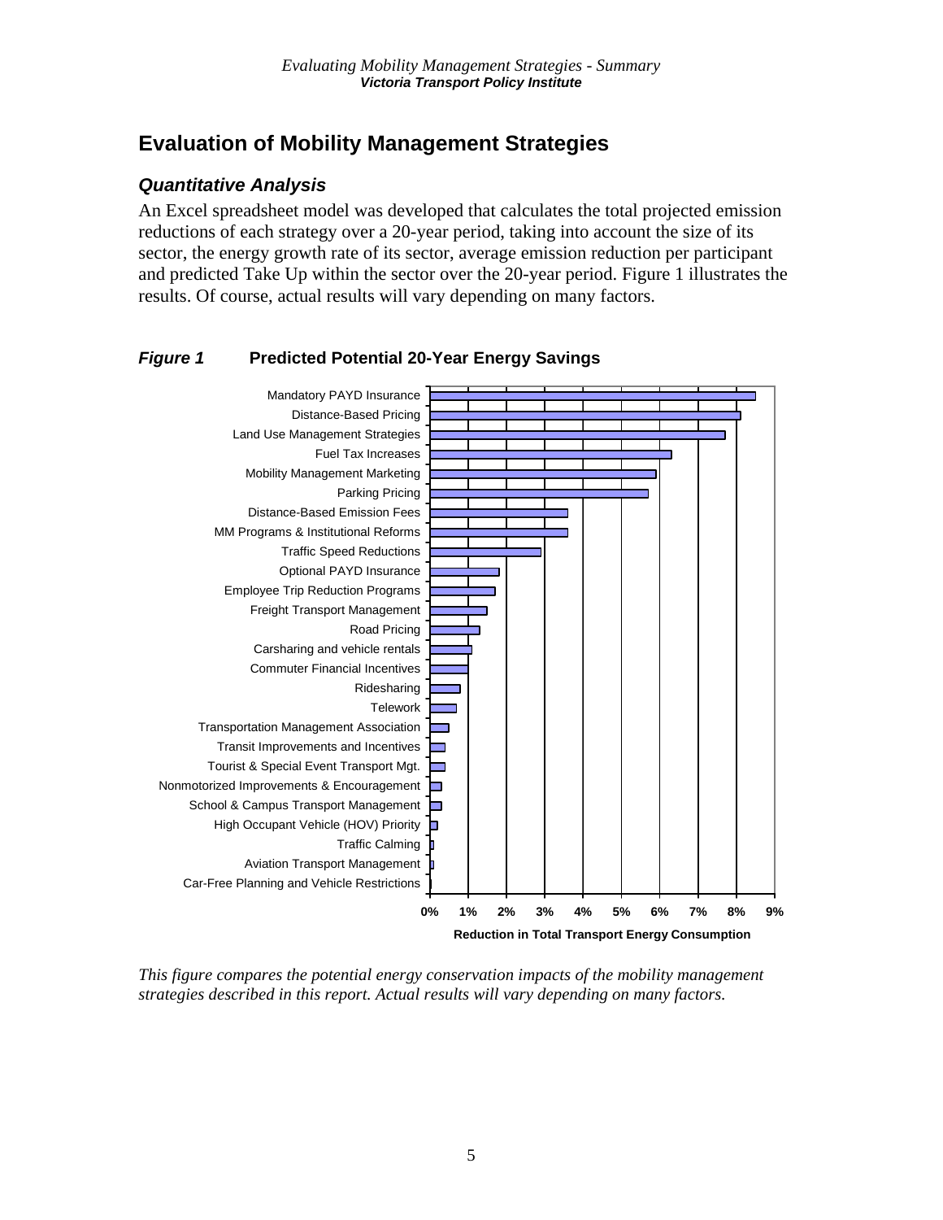# Evaluation of Mobility Management Strategies

## *Quantitative Analysis*

An Excel spreadsheet model was developed that calculates the total projected emission reductions of each strategy over a 20-year period, taking into account the size of its sector, the energy growth rate of its sector, average emission reduction per participant and predicted Take Up within the sector over the 20-year period. Figure 1 illustrates the results. Of course, actual results will vary depending on many factors.

***Figure 1*** **Predicted Potential 20-Year Energy Savings**

| Strategy | Reduction in Total Transport Energy Consumption (approx.) |
|---|---|
| Mandatory PAYD Insurance | 8.5% |
| Distance-Based Pricing | 8.1% |
| Land Use Management Strategies | 7.7% |
| Fuel Tax Increases | 6.3% |
| Mobility Management Marketing | 5.9% |
| Parking Pricing | 5.7% |
| Distance-Based Emission Fees | 3.6% |
| MM Programs & Institutional Reforms | 3.6% |
| Traffic Speed Reductions | 2.9% |
| Optional PAYD Insurance | 1.8% |
| Employee Trip Reduction Programs | 1.7% |
| Freight Transport Management | 1.5% |
| Road Pricing | 1.3% |
| Carsharing and vehicle rentals | 1.1% |
| Commuter Financial Incentives | 1.0% |
| Ridesharing | 0.8% |
| Telework | 0.7% |
| Transportation Management Association | 0.5% |
| Transit Improvements and Incentives | 0.4% |
| Tourist & Special Event Transport Mgt. | 0.4% |
| Nonmotorized Improvements & Encouragement | 0.3% |
| School & Campus Transport Management | 0.3% |
| High Occupant Vehicle (HOV) Priority | 0.2% |
| Traffic Calming | 0.1% |
| Aviation Transport Management | 0.1% |
| Car-Free Planning and Vehicle Restrictions | 0.0% |

*This figure compares the potential energy conservation impacts of the mobility management strategies described in this report. Actual results will vary depending on many factors.*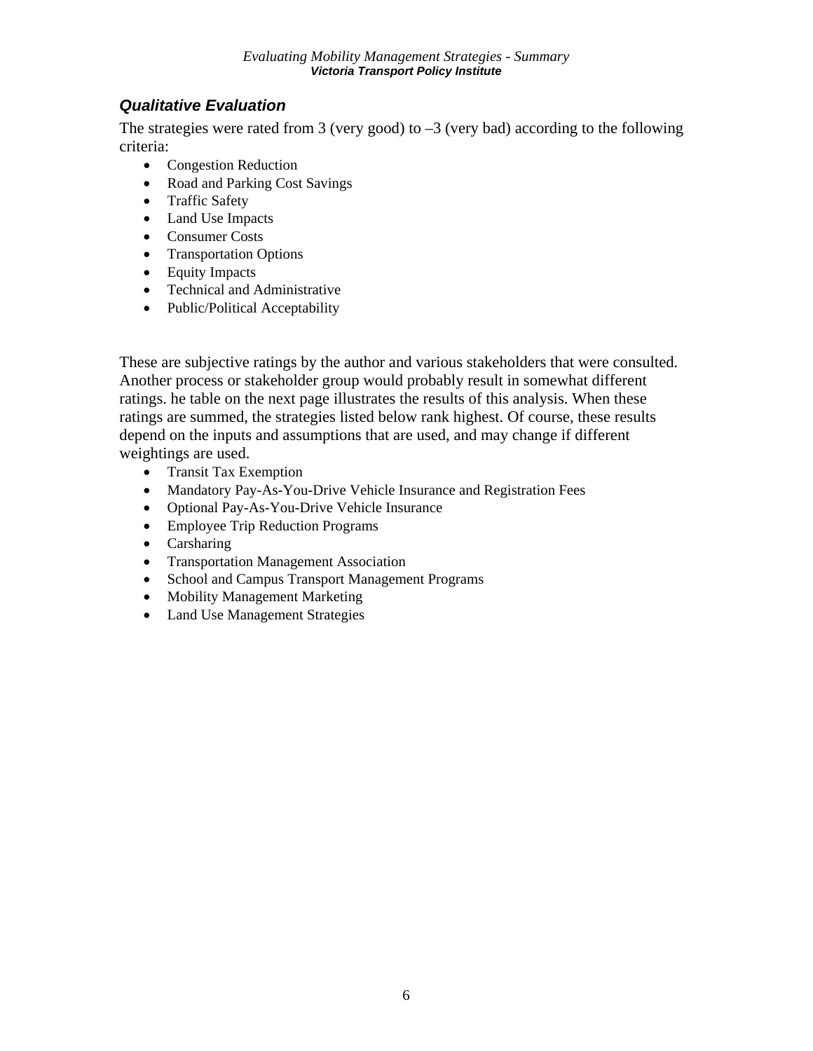### *Qualitative Evaluation*

The strategies were rated from 3 (very good) to –3 (very bad) according to the following criteria:

- Congestion Reduction
- Road and Parking Cost Savings
- Traffic Safety
- Land Use Impacts
- Consumer Costs
- Transportation Options
- Equity Impacts
- Technical and Administrative
- Public/Political Acceptability

These are subjective ratings by the author and various stakeholders that were consulted. Another process or stakeholder group would probably result in somewhat different ratings. he table on the next page illustrates the results of this analysis. When these ratings are summed, the strategies listed below rank highest. Of course, these results depend on the inputs and assumptions that are used, and may change if different weightings are used.

- Transit Tax Exemption
- Mandatory Pay-As-You-Drive Vehicle Insurance and Registration Fees
- Optional Pay-As-You-Drive Vehicle Insurance
- Employee Trip Reduction Programs
- Carsharing
- Transportation Management Association
- School and Campus Transport Management Programs
- Mobility Management Marketing
- Land Use Management Strategies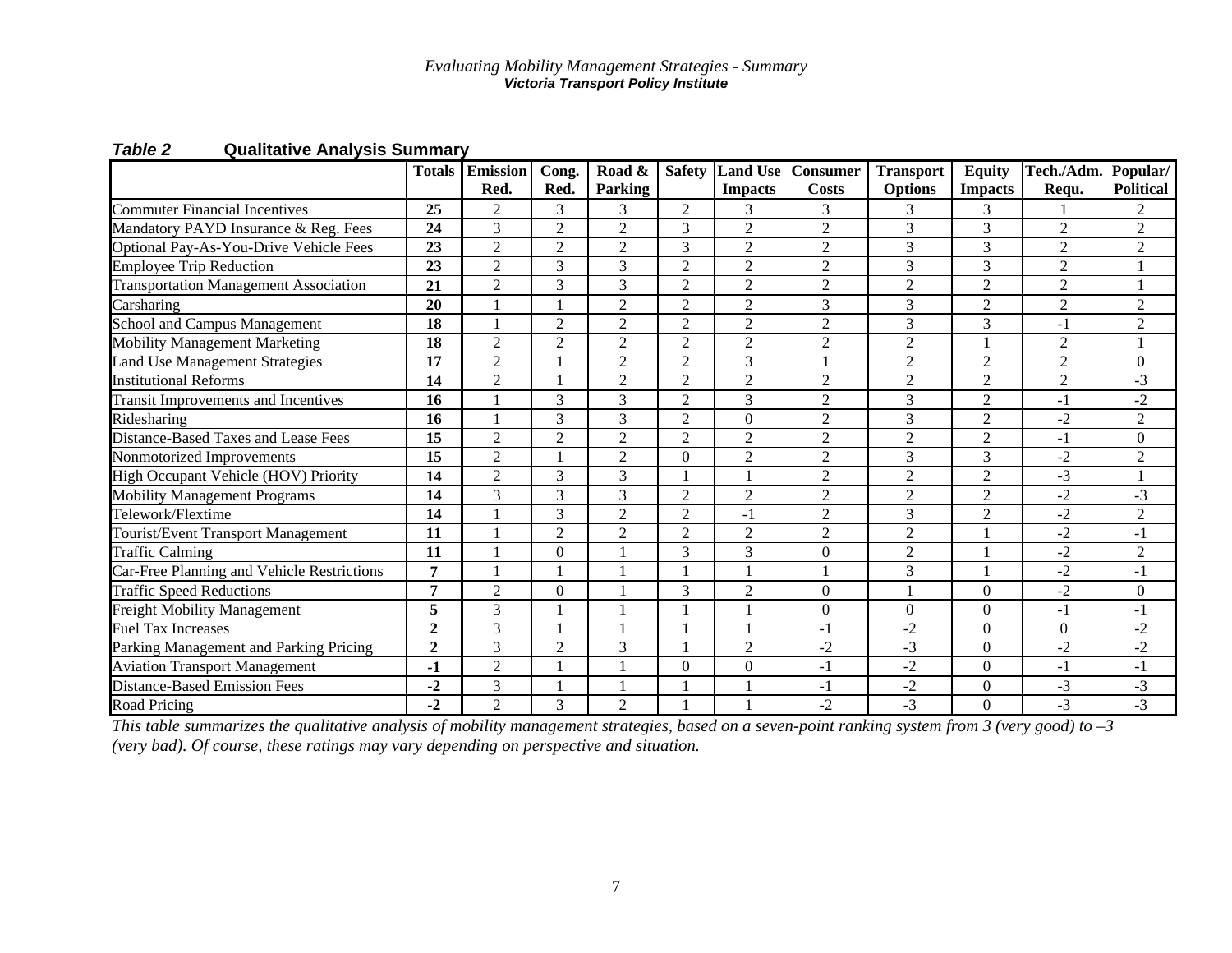***Table 2*** **Qualitative Analysis Summary**

| | Totals | Emission Red. | Cong. Red. | Road & Parking | Safety | Land Use Impacts | Consumer Costs | Transport Options | Equity Impacts | Tech./Adm. Requ. | Popular/ Political |
|---|---|---|---|---|---|---|---|---|---|---|---|
| Commuter Financial Incentives | **25** | 2 | 3 | 3 | 2 | 3 | 3 | 3 | 3 | 1 | 2 |
| Mandatory PAYD Insurance & Reg. Fees | **24** | 3 | 2 | 2 | 3 | 2 | 2 | 3 | 3 | 2 | 2 |
| Optional Pay-As-You-Drive Vehicle Fees | **23** | 2 | 2 | 2 | 3 | 2 | 2 | 3 | 3 | 2 | 2 |
| Employee Trip Reduction | **23** | 2 | 3 | 3 | 2 | 2 | 2 | 3 | 3 | 2 | 1 |
| Transportation Management Association | **21** | 2 | 3 | 3 | 2 | 2 | 2 | 2 | 2 | 2 | 1 |
| Carsharing | **20** | 1 | 1 | 2 | 2 | 2 | 3 | 3 | 2 | 2 | 2 |
| School and Campus Management | **18** | 1 | 2 | 2 | 2 | 2 | 2 | 3 | 3 | -1 | 2 |
| Mobility Management Marketing | **18** | 2 | 2 | 2 | 2 | 2 | 2 | 2 | 1 | 2 | 1 |
| Land Use Management Strategies | **17** | 2 | 1 | 2 | 2 | 3 | 1 | 2 | 2 | 2 | 0 |
| Institutional Reforms | **14** | 2 | 1 | 2 | 2 | 2 | 2 | 2 | 2 | 2 | -3 |
| Transit Improvements and Incentives | **16** | 1 | 3 | 3 | 2 | 3 | 2 | 3 | 2 | -1 | -2 |
| Ridesharing | **16** | 1 | 3 | 3 | 2 | 0 | 2 | 3 | 2 | -2 | 2 |
| Distance-Based Taxes and Lease Fees | **15** | 2 | 2 | 2 | 2 | 2 | 2 | 2 | 2 | -1 | 0 |
| Nonmotorized Improvements | **15** | 2 | 1 | 2 | 0 | 2 | 2 | 3 | 3 | -2 | 2 |
| High Occupant Vehicle (HOV) Priority | **14** | 2 | 3 | 3 | 1 | 1 | 2 | 2 | 2 | -3 | 1 |
| Mobility Management Programs | **14** | 3 | 3 | 3 | 2 | 2 | 2 | 2 | 2 | -2 | -3 |
| Telework/Flextime | **14** | 1 | 3 | 2 | 2 | -1 | 2 | 3 | 2 | -2 | 2 |
| Tourist/Event Transport Management | **11** | 1 | 2 | 2 | 2 | 2 | 2 | 2 | 1 | -2 | -1 |
| Traffic Calming | **11** | 1 | 0 | 1 | 3 | 3 | 0 | 2 | 1 | -2 | 2 |
| Car-Free Planning and Vehicle Restrictions | **7** | 1 | 1 | 1 | 1 | 1 | 1 | 3 | 1 | -2 | -1 |
| Traffic Speed Reductions | **7** | 2 | 0 | 1 | 3 | 2 | 0 | 1 | 0 | -2 | 0 |
| Freight Mobility Management | **5** | 3 | 1 | 1 | 1 | 1 | 0 | 0 | 0 | -1 | -1 |
| Fuel Tax Increases | **2** | 3 | 1 | 1 | 1 | 1 | -1 | -2 | 0 | 0 | -2 |
| Parking Management and Parking Pricing | **2** | 3 | 2 | 3 | 1 | 2 | -2 | -3 | 0 | -2 | -2 |
| Aviation Transport Management | **-1** | 2 | 1 | 1 | 0 | 0 | -1 | -2 | 0 | -1 | -1 |
| Distance-Based Emission Fees | **-2** | 3 | 1 | 1 | 1 | 1 | -1 | -2 | 0 | -3 | -3 |
| Road Pricing | **-2** | 2 | 3 | 2 | 1 | 1 | -2 | -3 | 0 | -3 | -3 |

*This table summarizes the qualitative analysis of mobility management strategies, based on a seven-point ranking system from 3 (very good) to –3 (very bad). Of course, these ratings may vary depending on perspective and situation.*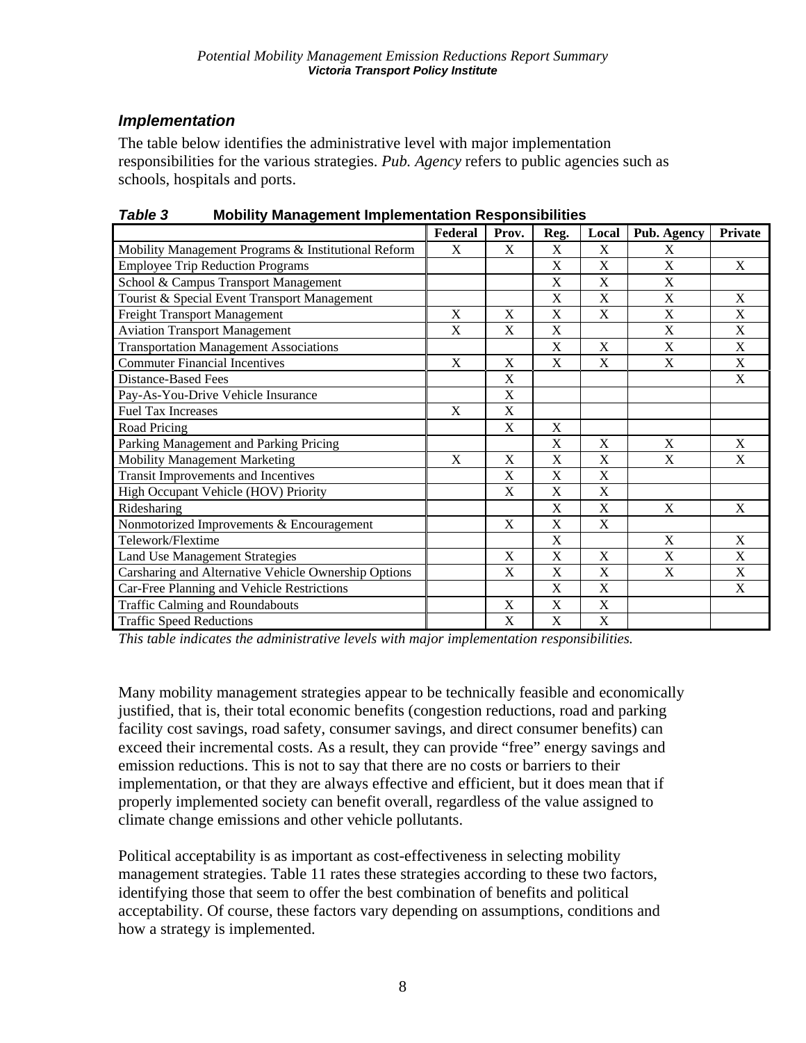### Implementation

The table below identifies the administrative level with major implementation responsibilities for the various strategies. *Pub. Agency* refers to public agencies such as schools, hospitals and ports.

***Table 3*** **Mobility Management Implementation Responsibilities**

| | Federal | Prov. | Reg. | Local | Pub. Agency | Private |
|---|---|---|---|---|---|---|
| Mobility Management Programs & Institutional Reform | X | X | X | X | X | |
| Employee Trip Reduction Programs | | | X | X | X | X |
| School & Campus Transport Management | | | X | X | X | |
| Tourist & Special Event Transport Management | | | X | X | X | X |
| Freight Transport Management | X | X | X | X | X | X |
| Aviation Transport Management | X | X | X | | X | X |
| Transportation Management Associations | | | X | X | X | X |
| Commuter Financial Incentives | X | X | X | X | X | X |
| Distance-Based Fees | | X | | | | X |
| Pay-As-You-Drive Vehicle Insurance | | X | | | | |
| Fuel Tax Increases | X | X | | | | |
| Road Pricing | | X | X | | | |
| Parking Management and Parking Pricing | | | X | X | X | X |
| Mobility Management Marketing | X | X | X | X | X | X |
| Transit Improvements and Incentives | | X | X | X | | |
| High Occupant Vehicle (HOV) Priority | | X | X | X | | |
| Ridesharing | | | X | X | X | X |
| Nonmotorized Improvements & Encouragement | | X | X | X | | |
| Telework/Flextime | | | X | | X | X |
| Land Use Management Strategies | | X | X | X | X | X |
| Carsharing and Alternative Vehicle Ownership Options | | X | X | X | X | X |
| Car-Free Planning and Vehicle Restrictions | | | X | X | | X |
| Traffic Calming and Roundabouts | | X | X | X | | |
| Traffic Speed Reductions | | X | X | X | | |

*This table indicates the administrative levels with major implementation responsibilities.*

Many mobility management strategies appear to be technically feasible and economically justified, that is, their total economic benefits (congestion reductions, road and parking facility cost savings, road safety, consumer savings, and direct consumer benefits) can exceed their incremental costs. As a result, they can provide "free" energy savings and emission reductions. This is not to say that there are no costs or barriers to their implementation, or that they are always effective and efficient, but it does mean that if properly implemented society can benefit overall, regardless of the value assigned to climate change emissions and other vehicle pollutants.

Political acceptability is as important as cost-effectiveness in selecting mobility management strategies. Table 11 rates these strategies according to these two factors, identifying those that seem to offer the best combination of benefits and political acceptability. Of course, these factors vary depending on assumptions, conditions and how a strategy is implemented.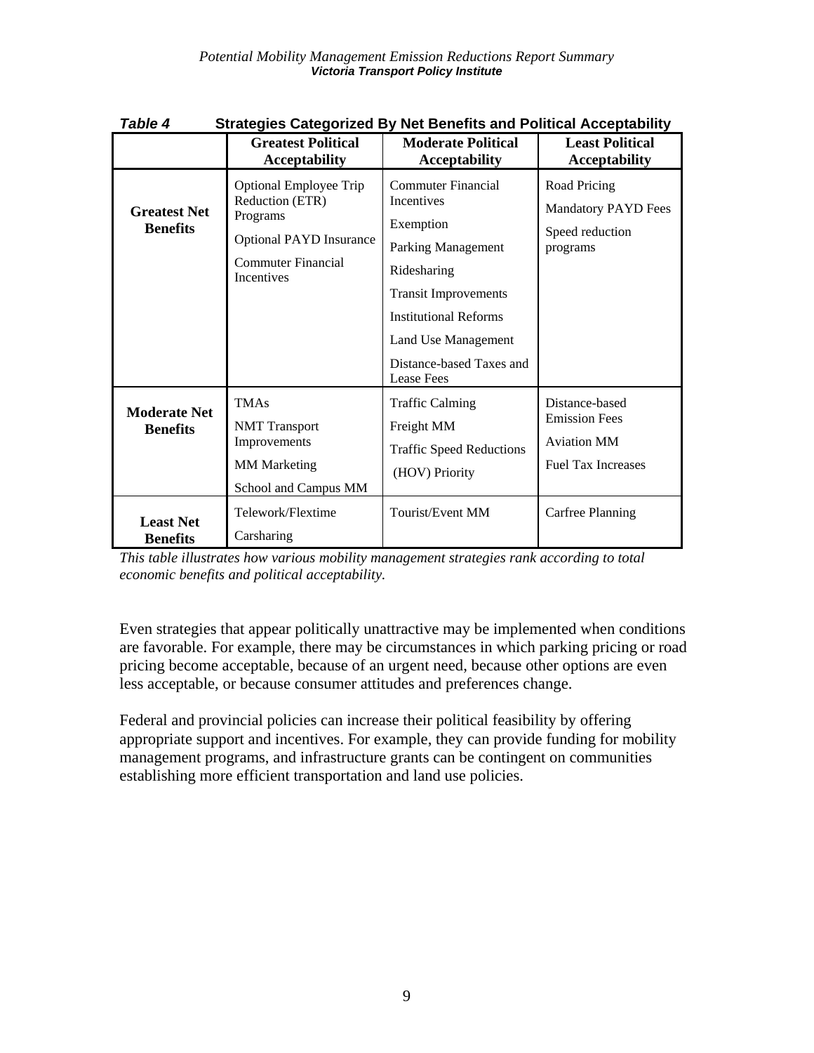***Table 4*** **Strategies Categorized By Net Benefits and Political Acceptability**

| | Greatest Political Acceptability | Moderate Political Acceptability | Least Political Acceptability |
|---|---|---|---|
| **Greatest Net Benefits** | Optional Employee Trip Reduction (ETR) Programs<br>Optional PAYD Insurance<br>Commuter Financial Incentives | Commuter Financial Incentives<br>Exemption<br>Parking Management<br>Ridesharing<br>Transit Improvements<br>Institutional Reforms<br>Land Use Management<br>Distance-based Taxes and Lease Fees | Road Pricing<br>Mandatory PAYD Fees<br>Speed reduction programs |
| **Moderate Net Benefits** | TMAs<br>NMT Transport Improvements<br>MM Marketing<br>School and Campus MM | Traffic Calming<br>Freight MM<br>Traffic Speed Reductions<br>(HOV) Priority | Distance-based Emission Fees<br>Aviation MM<br>Fuel Tax Increases |
| **Least Net Benefits** | Telework/Flextime<br>Carsharing | Tourist/Event MM | Carfree Planning |

*This table illustrates how various mobility management strategies rank according to total economic benefits and political acceptability.*

Even strategies that appear politically unattractive may be implemented when conditions are favorable. For example, there may be circumstances in which parking pricing or road pricing become acceptable, because of an urgent need, because other options are even less acceptable, or because consumer attitudes and preferences change.

Federal and provincial policies can increase their political feasibility by offering appropriate support and incentives. For example, they can provide funding for mobility management programs, and infrastructure grants can be contingent on communities establishing more efficient transportation and land use policies.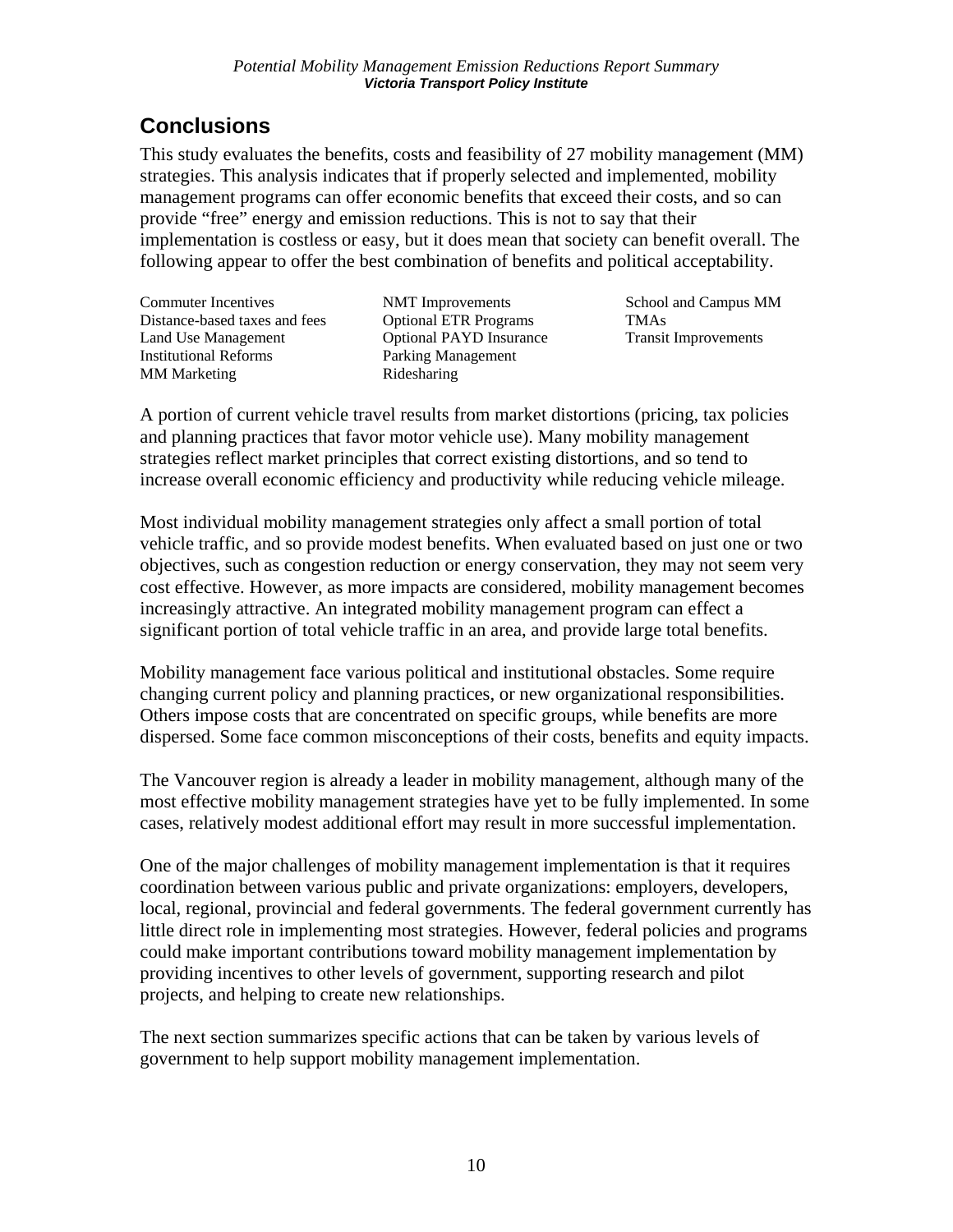## Conclusions

This study evaluates the benefits, costs and feasibility of 27 mobility management (MM) strategies. This analysis indicates that if properly selected and implemented, mobility management programs can offer economic benefits that exceed their costs, and so can provide "free" energy and emission reductions. This is not to say that their implementation is costless or easy, but it does mean that society can benefit overall. The following appear to offer the best combination of benefits and political acceptability.

- Commuter Incentives
- Distance-based taxes and fees
- Land Use Management
- Institutional Reforms
- MM Marketing
- NMT Improvements
- Optional ETR Programs
- Optional PAYD Insurance
- Parking Management
- Ridesharing
- School and Campus MM
- TMAs
- Transit Improvements

A portion of current vehicle travel results from market distortions (pricing, tax policies and planning practices that favor motor vehicle use). Many mobility management strategies reflect market principles that correct existing distortions, and so tend to increase overall economic efficiency and productivity while reducing vehicle mileage.

Most individual mobility management strategies only affect a small portion of total vehicle traffic, and so provide modest benefits. When evaluated based on just one or two objectives, such as congestion reduction or energy conservation, they may not seem very cost effective. However, as more impacts are considered, mobility management becomes increasingly attractive. An integrated mobility management program can effect a significant portion of total vehicle traffic in an area, and provide large total benefits.

Mobility management face various political and institutional obstacles. Some require changing current policy and planning practices, or new organizational responsibilities. Others impose costs that are concentrated on specific groups, while benefits are more dispersed. Some face common misconceptions of their costs, benefits and equity impacts.

The Vancouver region is already a leader in mobility management, although many of the most effective mobility management strategies have yet to be fully implemented. In some cases, relatively modest additional effort may result in more successful implementation.

One of the major challenges of mobility management implementation is that it requires coordination between various public and private organizations: employers, developers, local, regional, provincial and federal governments. The federal government currently has little direct role in implementing most strategies. However, federal policies and programs could make important contributions toward mobility management implementation by providing incentives to other levels of government, supporting research and pilot projects, and helping to create new relationships.

The next section summarizes specific actions that can be taken by various levels of government to help support mobility management implementation.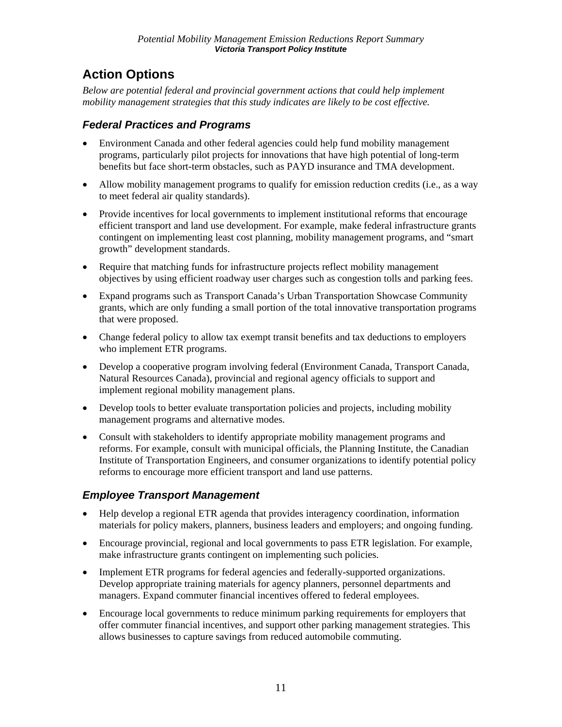## Action Options

*Below are potential federal and provincial government actions that could help implement mobility management strategies that this study indicates are likely to be cost effective.*

### *Federal Practices and Programs*

- Environment Canada and other federal agencies could help fund mobility management programs, particularly pilot projects for innovations that have high potential of long-term benefits but face short-term obstacles, such as PAYD insurance and TMA development.
- Allow mobility management programs to qualify for emission reduction credits (i.e., as a way to meet federal air quality standards).
- Provide incentives for local governments to implement institutional reforms that encourage efficient transport and land use development. For example, make federal infrastructure grants contingent on implementing least cost planning, mobility management programs, and "smart growth" development standards.
- Require that matching funds for infrastructure projects reflect mobility management objectives by using efficient roadway user charges such as congestion tolls and parking fees.
- Expand programs such as Transport Canada's Urban Transportation Showcase Community grants, which are only funding a small portion of the total innovative transportation programs that were proposed.
- Change federal policy to allow tax exempt transit benefits and tax deductions to employers who implement ETR programs.
- Develop a cooperative program involving federal (Environment Canada, Transport Canada, Natural Resources Canada), provincial and regional agency officials to support and implement regional mobility management plans.
- Develop tools to better evaluate transportation policies and projects, including mobility management programs and alternative modes.
- Consult with stakeholders to identify appropriate mobility management programs and reforms. For example, consult with municipal officials, the Planning Institute, the Canadian Institute of Transportation Engineers, and consumer organizations to identify potential policy reforms to encourage more efficient transport and land use patterns.

### *Employee Transport Management*

- Help develop a regional ETR agenda that provides interagency coordination, information materials for policy makers, planners, business leaders and employers; and ongoing funding.
- Encourage provincial, regional and local governments to pass ETR legislation. For example, make infrastructure grants contingent on implementing such policies.
- Implement ETR programs for federal agencies and federally-supported organizations. Develop appropriate training materials for agency planners, personnel departments and managers. Expand commuter financial incentives offered to federal employees.
- Encourage local governments to reduce minimum parking requirements for employers that offer commuter financial incentives, and support other parking management strategies. This allows businesses to capture savings from reduced automobile commuting.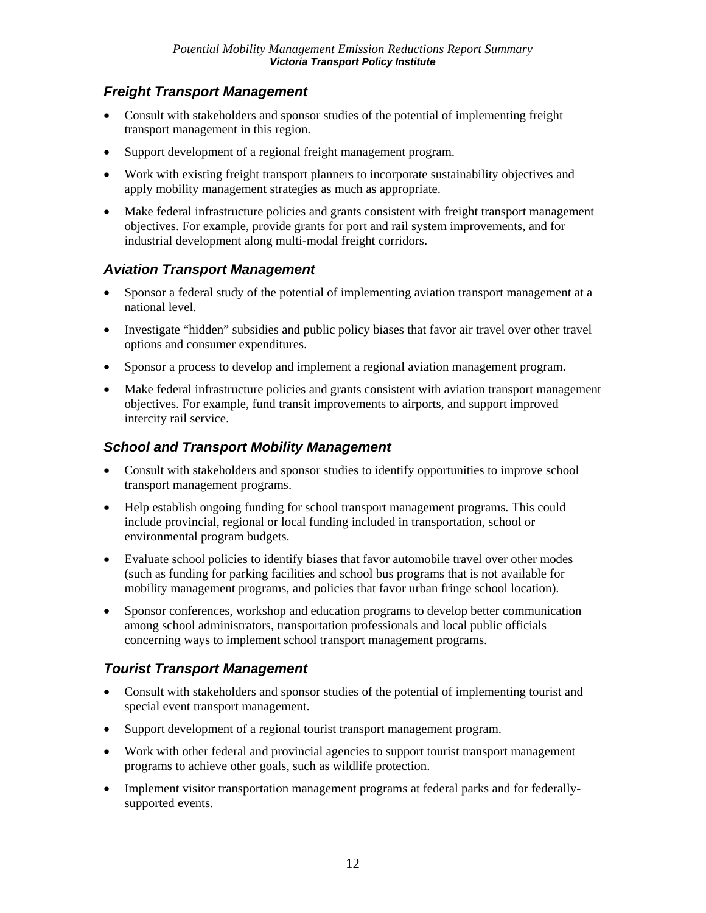### *Freight Transport Management*

- Consult with stakeholders and sponsor studies of the potential of implementing freight transport management in this region.
- Support development of a regional freight management program.
- Work with existing freight transport planners to incorporate sustainability objectives and apply mobility management strategies as much as appropriate.
- Make federal infrastructure policies and grants consistent with freight transport management objectives. For example, provide grants for port and rail system improvements, and for industrial development along multi-modal freight corridors.

### *Aviation Transport Management*

- Sponsor a federal study of the potential of implementing aviation transport management at a national level.
- Investigate "hidden" subsidies and public policy biases that favor air travel over other travel options and consumer expenditures.
- Sponsor a process to develop and implement a regional aviation management program.
- Make federal infrastructure policies and grants consistent with aviation transport management objectives. For example, fund transit improvements to airports, and support improved intercity rail service.

### *School and Transport Mobility Management*

- Consult with stakeholders and sponsor studies to identify opportunities to improve school transport management programs.
- Help establish ongoing funding for school transport management programs. This could include provincial, regional or local funding included in transportation, school or environmental program budgets.
- Evaluate school policies to identify biases that favor automobile travel over other modes (such as funding for parking facilities and school bus programs that is not available for mobility management programs, and policies that favor urban fringe school location).
- Sponsor conferences, workshop and education programs to develop better communication among school administrators, transportation professionals and local public officials concerning ways to implement school transport management programs.

### *Tourist Transport Management*

- Consult with stakeholders and sponsor studies of the potential of implementing tourist and special event transport management.
- Support development of a regional tourist transport management program.
- Work with other federal and provincial agencies to support tourist transport management programs to achieve other goals, such as wildlife protection.
- Implement visitor transportation management programs at federal parks and for federally-supported events.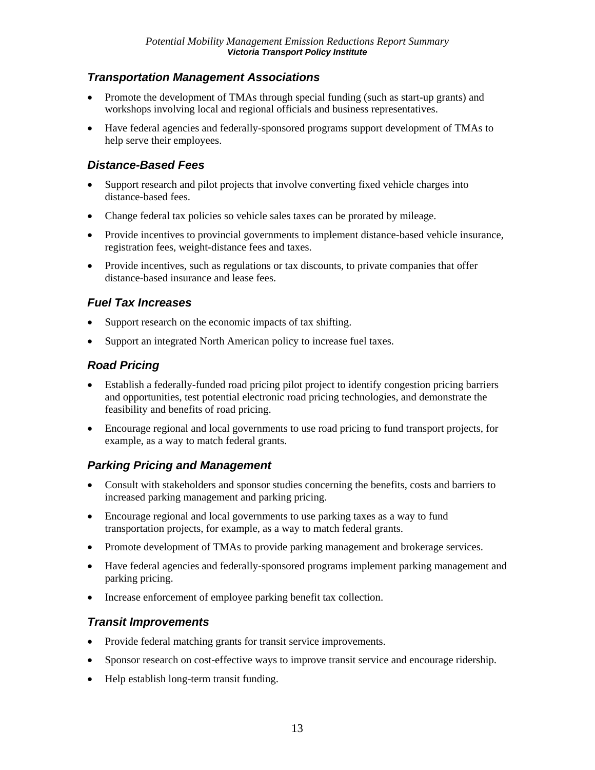### *Transportation Management Associations*

- Promote the development of TMAs through special funding (such as start-up grants) and workshops involving local and regional officials and business representatives.
- Have federal agencies and federally-sponsored programs support development of TMAs to help serve their employees.

### *Distance-Based Fees*

- Support research and pilot projects that involve converting fixed vehicle charges into distance-based fees.
- Change federal tax policies so vehicle sales taxes can be prorated by mileage.
- Provide incentives to provincial governments to implement distance-based vehicle insurance, registration fees, weight-distance fees and taxes.
- Provide incentives, such as regulations or tax discounts, to private companies that offer distance-based insurance and lease fees.

### *Fuel Tax Increases*

- Support research on the economic impacts of tax shifting.
- Support an integrated North American policy to increase fuel taxes.

### *Road Pricing*

- Establish a federally-funded road pricing pilot project to identify congestion pricing barriers and opportunities, test potential electronic road pricing technologies, and demonstrate the feasibility and benefits of road pricing.
- Encourage regional and local governments to use road pricing to fund transport projects, for example, as a way to match federal grants.

### *Parking Pricing and Management*

- Consult with stakeholders and sponsor studies concerning the benefits, costs and barriers to increased parking management and parking pricing.
- Encourage regional and local governments to use parking taxes as a way to fund transportation projects, for example, as a way to match federal grants.
- Promote development of TMAs to provide parking management and brokerage services.
- Have federal agencies and federally-sponsored programs implement parking management and parking pricing.
- Increase enforcement of employee parking benefit tax collection.

### *Transit Improvements*

- Provide federal matching grants for transit service improvements.
- Sponsor research on cost-effective ways to improve transit service and encourage ridership.
- Help establish long-term transit funding.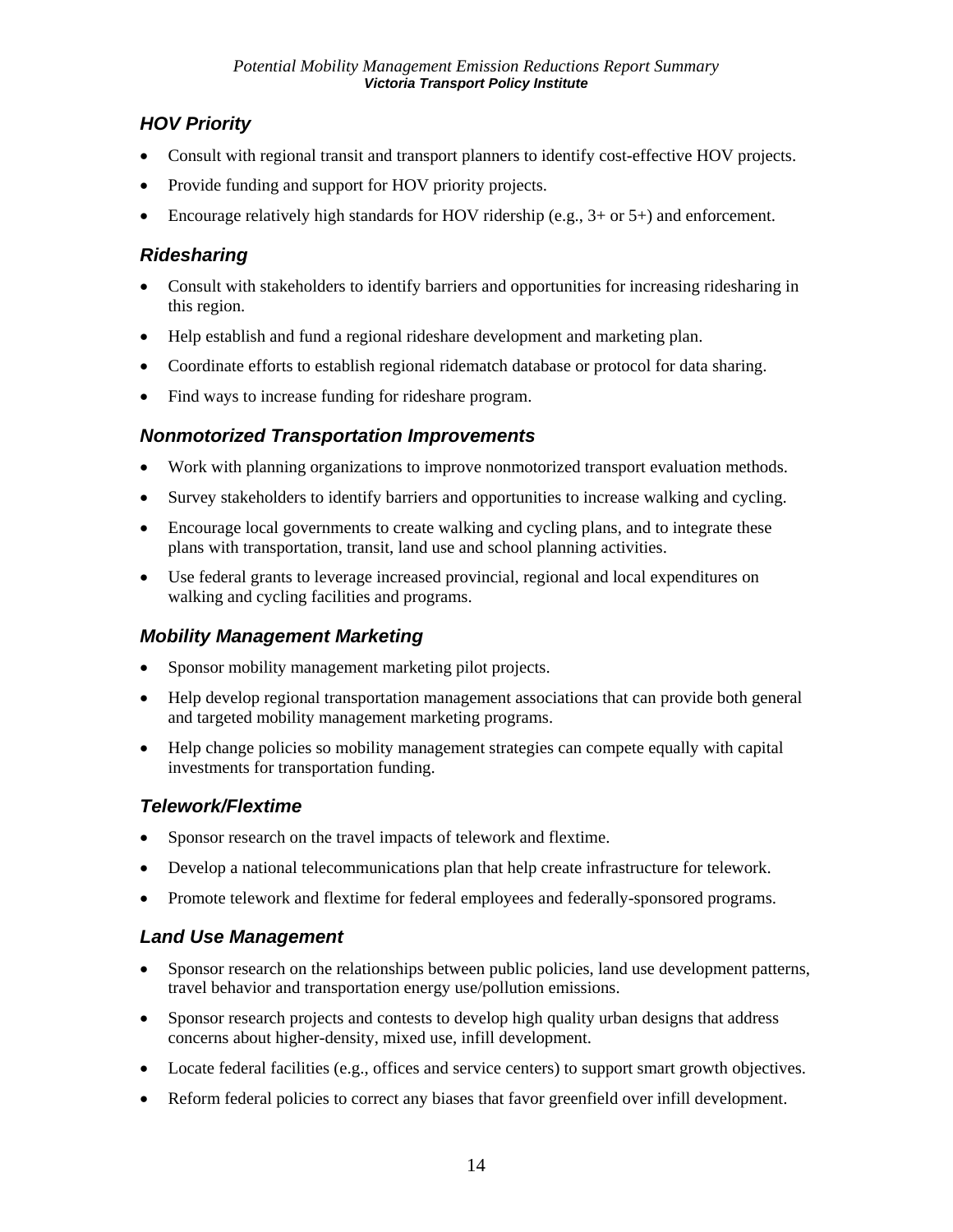### *HOV Priority*

- Consult with regional transit and transport planners to identify cost-effective HOV projects.
- Provide funding and support for HOV priority projects.
- Encourage relatively high standards for HOV ridership (e.g., 3+ or 5+) and enforcement.

### *Ridesharing*

- Consult with stakeholders to identify barriers and opportunities for increasing ridesharing in this region.
- Help establish and fund a regional rideshare development and marketing plan.
- Coordinate efforts to establish regional ridematch database or protocol for data sharing.
- Find ways to increase funding for rideshare program.

### *Nonmotorized Transportation Improvements*

- Work with planning organizations to improve nonmotorized transport evaluation methods.
- Survey stakeholders to identify barriers and opportunities to increase walking and cycling.
- Encourage local governments to create walking and cycling plans, and to integrate these plans with transportation, transit, land use and school planning activities.
- Use federal grants to leverage increased provincial, regional and local expenditures on walking and cycling facilities and programs.

### *Mobility Management Marketing*

- Sponsor mobility management marketing pilot projects.
- Help develop regional transportation management associations that can provide both general and targeted mobility management marketing programs.
- Help change policies so mobility management strategies can compete equally with capital investments for transportation funding.

### *Telework/Flextime*

- Sponsor research on the travel impacts of telework and flextime.
- Develop a national telecommunications plan that help create infrastructure for telework.
- Promote telework and flextime for federal employees and federally-sponsored programs.

### *Land Use Management*

- Sponsor research on the relationships between public policies, land use development patterns, travel behavior and transportation energy use/pollution emissions.
- Sponsor research projects and contests to develop high quality urban designs that address concerns about higher-density, mixed use, infill development.
- Locate federal facilities (e.g., offices and service centers) to support smart growth objectives.
- Reform federal policies to correct any biases that favor greenfield over infill development.